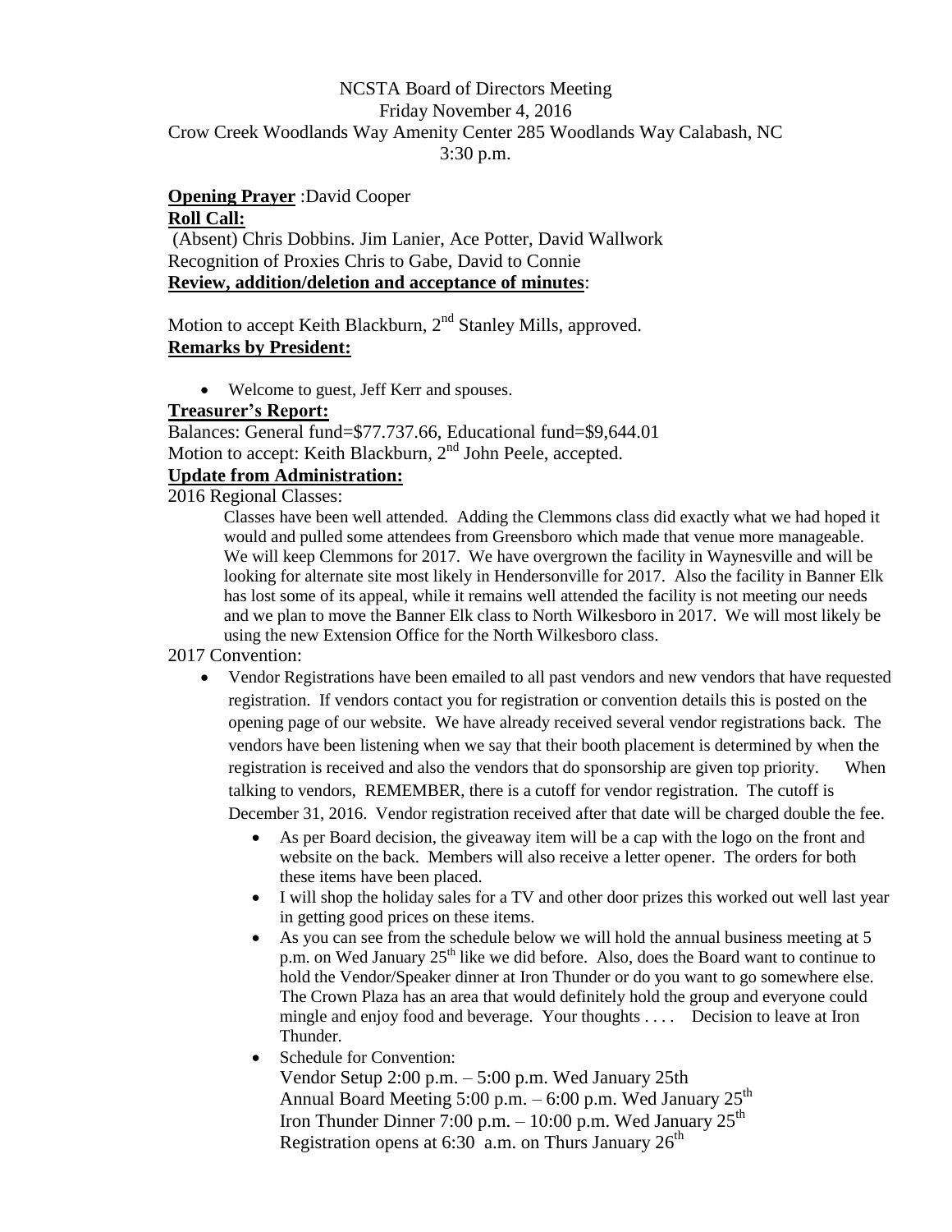NCSTA Board of Directors Meeting
Friday November 4, 2016
Crow Creek Woodlands Way Amenity Center 285 Woodlands Way Calabash, NC
3:30 p.m.

**Opening Prayer** :David Cooper

**Roll Call:**

(Absent) Chris Dobbins. Jim Lanier, Ace Potter, David Wallwork
Recognition of Proxies Chris to Gabe, David to Connie

**Review, addition/deletion and acceptance of minutes**:

Motion to accept Keith Blackburn, 2nd Stanley Mills, approved.

**Remarks by President:**

- Welcome to guest, Jeff Kerr and spouses.

**Treasurer's Report:**

Balances: General fund=$77.737.66, Educational fund=$9,644.01
Motion to accept: Keith Blackburn, 2nd John Peele, accepted.

**Update from Administration:**

2016 Regional Classes:

Classes have been well attended. Adding the Clemmons class did exactly what we had hoped it would and pulled some attendees from Greensboro which made that venue more manageable. We will keep Clemmons for 2017. We have overgrown the facility in Waynesville and will be looking for alternate site most likely in Hendersonville for 2017. Also the facility in Banner Elk has lost some of its appeal, while it remains well attended the facility is not meeting our needs and we plan to move the Banner Elk class to North Wilkesboro in 2017. We will most likely be using the new Extension Office for the North Wilkesboro class.

2017 Convention:

- Vendor Registrations have been emailed to all past vendors and new vendors that have requested registration. If vendors contact you for registration or convention details this is posted on the opening page of our website. We have already received several vendor registrations back. The vendors have been listening when we say that their booth placement is determined by when the registration is received and also the vendors that do sponsorship are given top priority. When talking to vendors, REMEMBER, there is a cutoff for vendor registration. The cutoff is December 31, 2016. Vendor registration received after that date will be charged double the fee.
    - As per Board decision, the giveaway item will be a cap with the logo on the front and website on the back. Members will also receive a letter opener. The orders for both these items have been placed.
    - I will shop the holiday sales for a TV and other door prizes this worked out well last year in getting good prices on these items.
    - As you can see from the schedule below we will hold the annual business meeting at 5 p.m. on Wed January 25th like we did before. Also, does the Board want to continue to hold the Vendor/Speaker dinner at Iron Thunder or do you want to go somewhere else. The Crown Plaza has an area that would definitely hold the group and everyone could mingle and enjoy food and beverage. Your thoughts . . . . Decision to leave at Iron Thunder.
    - Schedule for Convention:
      Vendor Setup 2:00 p.m. – 5:00 p.m. Wed January 25th
      Annual Board Meeting 5:00 p.m. – 6:00 p.m. Wed January 25th
      Iron Thunder Dinner 7:00 p.m. – 10:00 p.m. Wed January 25th
      Registration opens at 6:30 a.m. on Thurs January 26th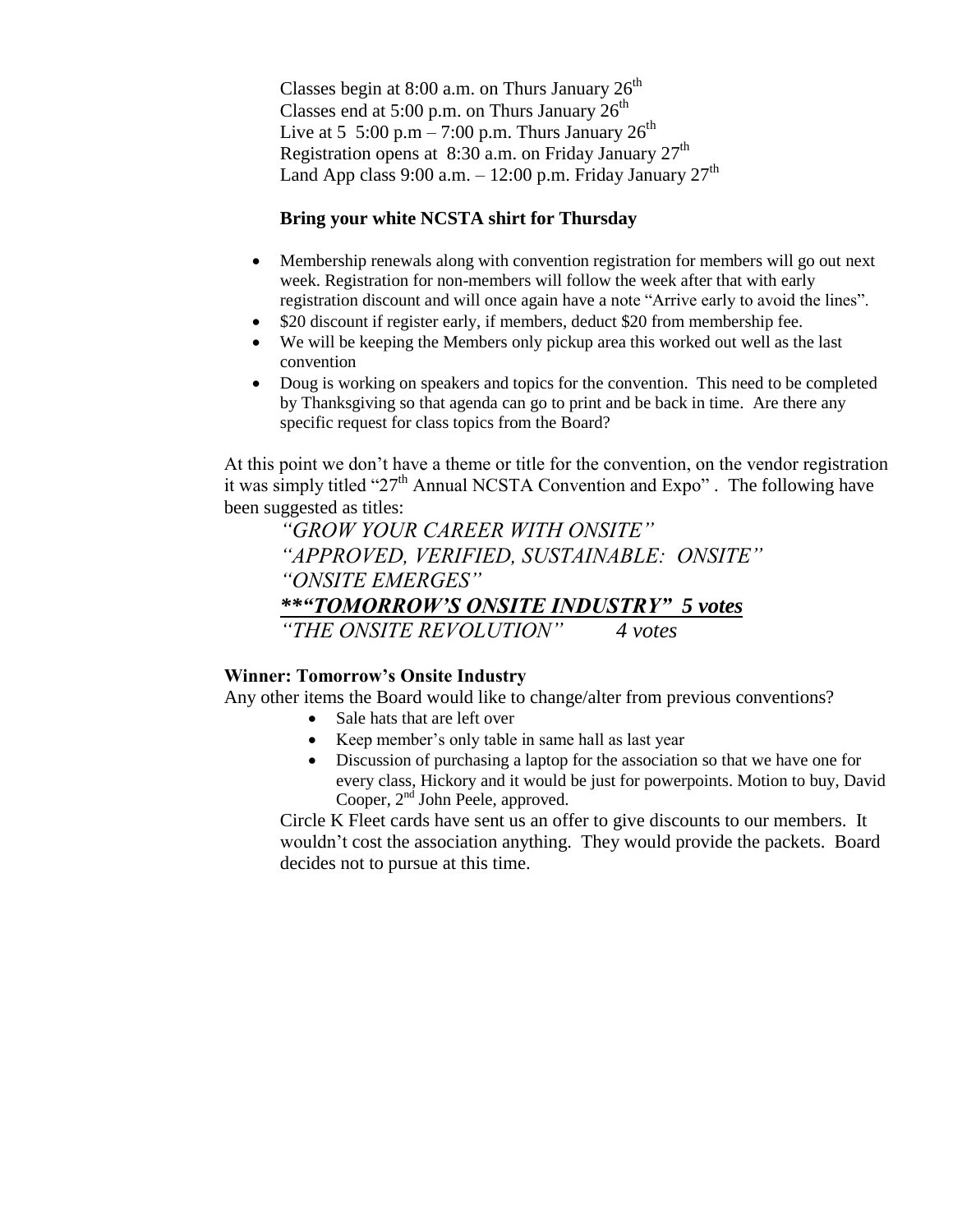Classes begin at 8:00 a.m. on Thurs January 26th
Classes end at 5:00 p.m. on Thurs January 26th
Live at 5 5:00 p.m – 7:00 p.m. Thurs January 26th
Registration opens at 8:30 a.m. on Friday January 27th
Land App class 9:00 a.m. – 12:00 p.m. Friday January 27th

**Bring your white NCSTA shirt for Thursday**

- Membership renewals along with convention registration for members will go out next week. Registration for non-members will follow the week after that with early registration discount and will once again have a note "Arrive early to avoid the lines".
- $20 discount if register early, if members, deduct $20 from membership fee.
- We will be keeping the Members only pickup area this worked out well as the last convention
- Doug is working on speakers and topics for the convention. This need to be completed by Thanksgiving so that agenda can go to print and be back in time. Are there any specific request for class topics from the Board?

At this point we don't have a theme or title for the convention, on the vendor registration it was simply titled "27th Annual NCSTA Convention and Expo" . The following have been suggested as titles:

*"GROW YOUR CAREER WITH ONSITE"*
*"APPROVED, VERIFIED, SUSTAINABLE: ONSITE"*
*"ONSITE EMERGES"*
***"TOMORROW'S ONSITE INDUSTRY" 5 votes***
*"THE ONSITE REVOLUTION" 4 votes*

**Winner: Tomorrow's Onsite Industry**

Any other items the Board would like to change/alter from previous conventions?

- Sale hats that are left over
- Keep member's only table in same hall as last year
- Discussion of purchasing a laptop for the association so that we have one for every class, Hickory and it would be just for powerpoints. Motion to buy, David Cooper, 2nd John Peele, approved.

Circle K Fleet cards have sent us an offer to give discounts to our members. It wouldn't cost the association anything. They would provide the packets. Board decides not to pursue at this time.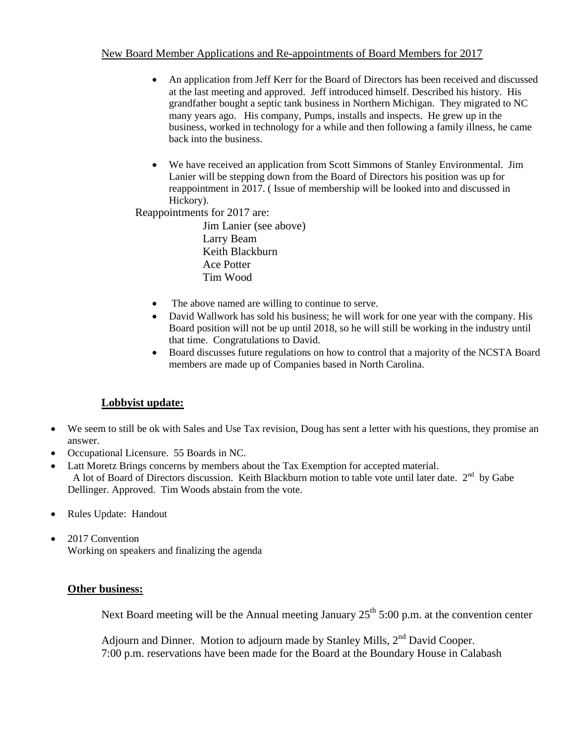New Board Member Applications and Re-appointments of Board Members for 2017

- An application from Jeff Kerr for the Board of Directors has been received and discussed at the last meeting and approved. Jeff introduced himself. Described his history. His grandfather bought a septic tank business in Northern Michigan. They migrated to NC many years ago. His company, Pumps, installs and inspects. He grew up in the business, worked in technology for a while and then following a family illness, he came back into the business.

- We have received an application from Scott Simmons of Stanley Environmental. Jim Lanier will be stepping down from the Board of Directors his position was up for reappointment in 2017. ( Issue of membership will be looked into and discussed in Hickory).

Reappointments for 2017 are:

Jim Lanier (see above)
Larry Beam
Keith Blackburn
Ace Potter
Tim Wood

- The above named are willing to continue to serve.
- David Wallwork has sold his business; he will work for one year with the company. His Board position will not be up until 2018, so he will still be working in the industry until that time. Congratulations to David.
- Board discusses future regulations on how to control that a majority of the NCSTA Board members are made up of Companies based in North Carolina.

**Lobbyist update:**

- We seem to still be ok with Sales and Use Tax revision, Doug has sent a letter with his questions, they promise an answer.
- Occupational Licensure. 55 Boards in NC.
- Latt Moretz Brings concerns by members about the Tax Exemption for accepted material.
  A lot of Board of Directors discussion. Keith Blackburn motion to table vote until later date. 2nd by Gabe Dellinger. Approved. Tim Woods abstain from the vote.

- Rules Update: Handout

- 2017 Convention
  Working on speakers and finalizing the agenda

**Other business:**

Next Board meeting will be the Annual meeting January 25th 5:00 p.m. at the convention center

Adjourn and Dinner. Motion to adjourn made by Stanley Mills, 2nd David Cooper.
7:00 p.m. reservations have been made for the Board at the Boundary House in Calabash